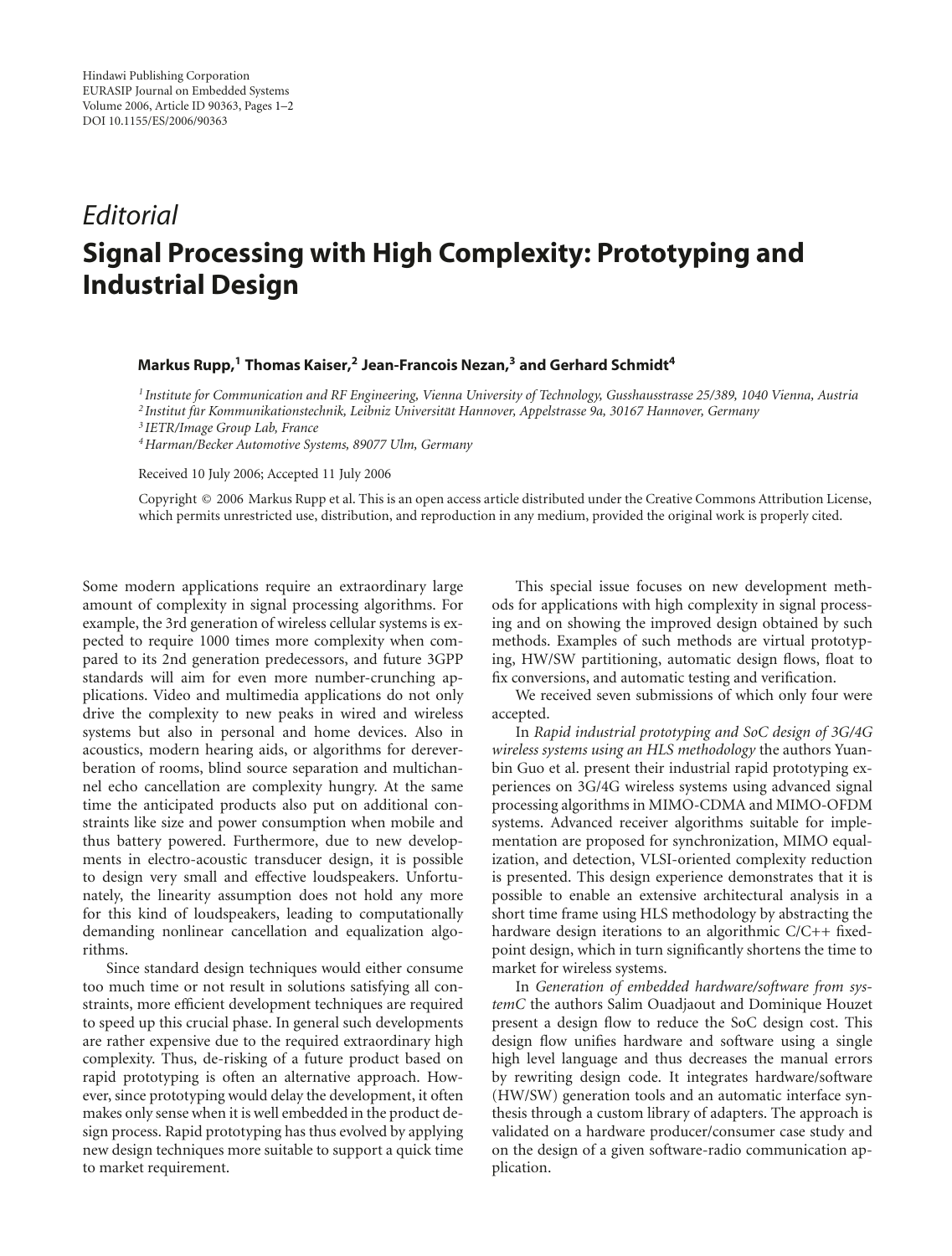*Editorial*

# Signal Processing with High Complexity: Prototyping and Industrial Design

**Markus Rupp,[1] Thomas Kaiser,[2] Jean-Francois Nezan,[3] and Gerhard Schmidt[4]**

[1] *Institute for Communication and RF Engineering, Vienna University of Technology, Gusshausstrasse 25/389, 1040 Vienna, Austria*
[2] *Institut für Kommunikationstechnik, Leibniz Universität Hannover, Appelstrasse 9a, 30167 Hannover, Germany*
[3] *IETR/Image Group Lab, France*
[4] *Harman/Becker Automotive Systems, 89077 Ulm, Germany*

Received 10 July 2006; Accepted 11 July 2006

Copyright © 2006 Markus Rupp et al. This is an open access article distributed under the Creative Commons Attribution License, which permits unrestricted use, distribution, and reproduction in any medium, provided the original work is properly cited.

Some modern applications require an extraordinary large amount of complexity in signal processing algorithms. For example, the 3rd generation of wireless cellular systems is expected to require 1000 times more complexity when compared to its 2nd generation predecessors, and future 3GPP standards will aim for even more number-crunching applications. Video and multimedia applications do not only drive the complexity to new peaks in wired and wireless systems but also in personal and home devices. Also in acoustics, modern hearing aids, or algorithms for dereverberation of rooms, blind source separation and multichannel echo cancellation are complexity hungry. At the same time the anticipated products also put on additional constraints like size and power consumption when mobile and thus battery powered. Furthermore, due to new developments in electro-acoustic transducer design, it is possible to design very small and effective loudspeakers. Unfortunately, the linearity assumption does not hold any more for this kind of loudspeakers, leading to computationally demanding nonlinear cancellation and equalization algorithms.

Since standard design techniques would either consume too much time or not result in solutions satisfying all constraints, more efficient development techniques are required to speed up this crucial phase. In general such developments are rather expensive due to the required extraordinary high complexity. Thus, de-risking of a future product based on rapid prototyping is often an alternative approach. However, since prototyping would delay the development, it often makes only sense when it is well embedded in the product design process. Rapid prototyping has thus evolved by applying new design techniques more suitable to support a quick time to market requirement.

This special issue focuses on new development methods for applications with high complexity in signal processing and on showing the improved design obtained by such methods. Examples of such methods are virtual prototyping, HW/SW partitioning, automatic design flows, float to fix conversions, and automatic testing and verification.

We received seven submissions of which only four were accepted.

In *Rapid industrial prototyping and SoC design of 3G/4G wireless systems using an HLS methodology* the authors Yuanbin Guo et al. present their industrial rapid prototyping experiences on 3G/4G wireless systems using advanced signal processing algorithms in MIMO-CDMA and MIMO-OFDM systems. Advanced receiver algorithms suitable for implementation are proposed for synchronization, MIMO equalization, and detection, VLSI-oriented complexity reduction is presented. This design experience demonstrates that it is possible to enable an extensive architectural analysis in a short time frame using HLS methodology by abstracting the hardware design iterations to an algorithmic C/C++ fixed-point design, which in turn significantly shortens the time to market for wireless systems.

In *Generation of embedded hardware/software from systemC* the authors Salim Ouadjaout and Dominique Houzet present a design flow to reduce the SoC design cost. This design flow unifies hardware and software using a single high level language and thus decreases the manual errors by rewriting design code. It integrates hardware/software (HW/SW) generation tools and an automatic interface synthesis through a custom library of adapters. The approach is validated on a hardware producer/consumer case study and on the design of a given software-radio communication application.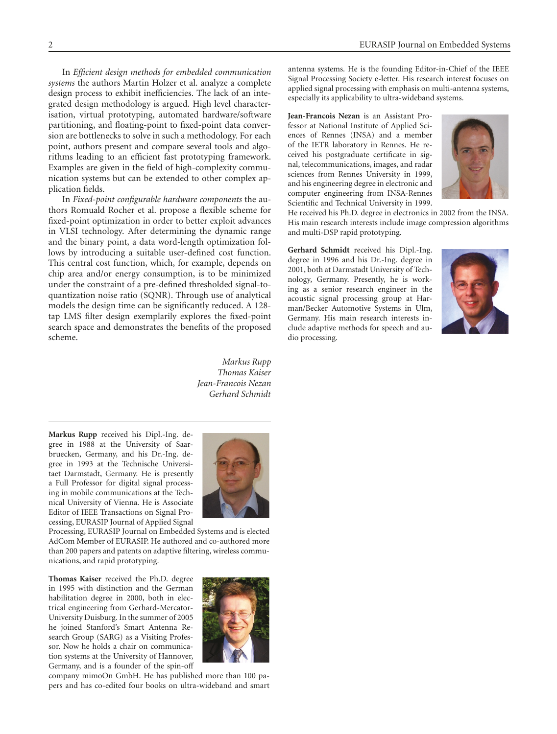In *Efficient design methods for embedded communication systems* the authors Martin Holzer et al. analyze a complete design process to exhibit inefficiencies. The lack of an integrated design methodology is argued. High level characterisation, virtual prototyping, automated hardware/software partitioning, and floating-point to fixed-point data conversion are bottlenecks to solve in such a methodology. For each point, authors present and compare several tools and algorithms leading to an efficient fast prototyping framework. Examples are given in the field of high-complexity communication systems but can be extended to other complex application fields.

In *Fixed-point configurable hardware components* the authors Romuald Rocher et al. propose a flexible scheme for fixed-point optimization in order to better exploit advances in VLSI technology. After determining the dynamic range and the binary point, a data word-length optimization follows by introducing a suitable user-defined cost function. This central cost function, which, for example, depends on chip area and/or energy consumption, is to be minimized under the constraint of a pre-defined thresholded signal-to-quantization noise ratio (SQNR). Through use of analytical models the design time can be significantly reduced. A 128-tap LMS filter design exemplarily explores the fixed-point search space and demonstrates the benefits of the proposed scheme.

*Markus Rupp*
*Thomas Kaiser*
*Jean-Francois Nezan*
*Gerhard Schmidt*

---

**Markus Rupp** received his Dipl.-Ing. degree in 1988 at the University of Saarbruecken, Germany, and his Dr.-Ing. degree in 1993 at the Technische Universitaet Darmstadt, Germany. He is presently a Full Professor for digital signal processing in mobile communications at the Technical University of Vienna. He is Associate Editor of IEEE Transactions on Signal Processing, EURASIP Journal of Applied Signal Processing, EURASIP Journal on Embedded Systems and is elected AdCom Member of EURASIP. He authored and co-authored more than 200 papers and patents on adaptive filtering, wireless communications, and rapid prototyping.

**Thomas Kaiser** received the Ph.D. degree in 1995 with distinction and the German habilitation degree in 2000, both in electrical engineering from Gerhard-Mercator-University Duisburg. In the summer of 2005 he joined Stanford's Smart Antenna Research Group (SARG) as a Visiting Professor. Now he holds a chair on communication systems at the University of Hannover, Germany, and is a founder of the spin-off company mimoOn GmbH. He has published more than 100 papers and has co-edited four books on ultra-wideband and smart antenna systems. He is the founding Editor-in-Chief of the IEEE Signal Processing Society e-letter. His research interest focuses on applied signal processing with emphasis on multi-antenna systems, especially its applicability to ultra-wideband systems.

**Jean-Francois Nezan** is an Assistant Professor at National Institute of Applied Sciences of Rennes (INSA) and a member of the IETR laboratory in Rennes. He received his postgraduate certificate in signal, telecommunications, images, and radar sciences from Rennes University in 1999, and his engineering degree in electronic and computer engineering from INSA-Rennes Scientific and Technical University in 1999. He received his Ph.D. degree in electronics in 2002 from the INSA. His main research interests include image compression algorithms and multi-DSP rapid prototyping.

**Gerhard Schmidt** received his Dipl.-Ing. degree in 1996 and his Dr.-Ing. degree in 2001, both at Darmstadt University of Technology, Germany. Presently, he is working as a senior research engineer in the acoustic signal processing group at Harman/Becker Automotive Systems in Ulm, Germany. His main research interests include adaptive methods for speech and audio processing.